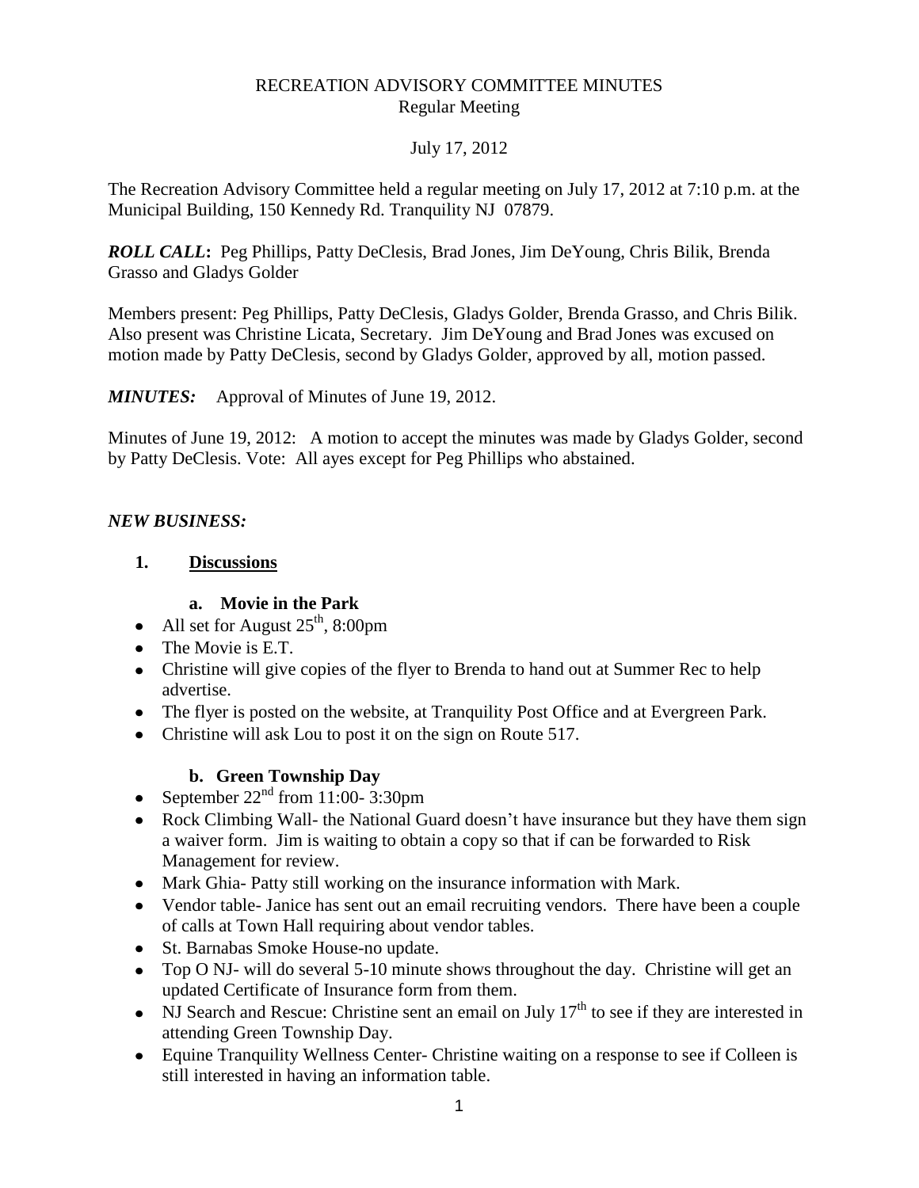# RECREATION ADVISORY COMMITTEE MINUTES
## Regular Meeting

July 17, 2012

The Recreation Advisory Committee held a regular meeting on July 17, 2012 at 7:10 p.m. at the Municipal Building, 150 Kennedy Rd. Tranquility NJ 07879.

***ROLL CALL*:** Peg Phillips, Patty DeClesis, Brad Jones, Jim DeYoung, Chris Bilik, Brenda Grasso and Gladys Golder

Members present: Peg Phillips, Patty DeClesis, Gladys Golder, Brenda Grasso, and Chris Bilik. Also present was Christine Licata, Secretary. Jim DeYoung and Brad Jones was excused on motion made by Patty DeClesis, second by Gladys Golder, approved by all, motion passed.

***MINUTES:*** Approval of Minutes of June 19, 2012.

Minutes of June 19, 2012: A motion to accept the minutes was made by Gladys Golder, second by Patty DeClesis. Vote: All ayes except for Peg Phillips who abstained.

***NEW BUSINESS:***

**1. <u>Discussions</u>**

**a. Movie in the Park**

- All set for August 25th, 8:00pm
- The Movie is E.T.
- Christine will give copies of the flyer to Brenda to hand out at Summer Rec to help advertise.
- The flyer is posted on the website, at Tranquility Post Office and at Evergreen Park.
- Christine will ask Lou to post it on the sign on Route 517.

**b. Green Township Day**

- September 22nd from 11:00- 3:30pm
- Rock Climbing Wall- the National Guard doesn't have insurance but they have them sign a waiver form. Jim is waiting to obtain a copy so that if can be forwarded to Risk Management for review.
- Mark Ghia- Patty still working on the insurance information with Mark.
- Vendor table- Janice has sent out an email recruiting vendors. There have been a couple of calls at Town Hall requiring about vendor tables.
- St. Barnabas Smoke House-no update.
- Top O NJ- will do several 5-10 minute shows throughout the day. Christine will get an updated Certificate of Insurance form from them.
- NJ Search and Rescue: Christine sent an email on July 17th to see if they are interested in attending Green Township Day.
- Equine Tranquility Wellness Center- Christine waiting on a response to see if Colleen is still interested in having an information table.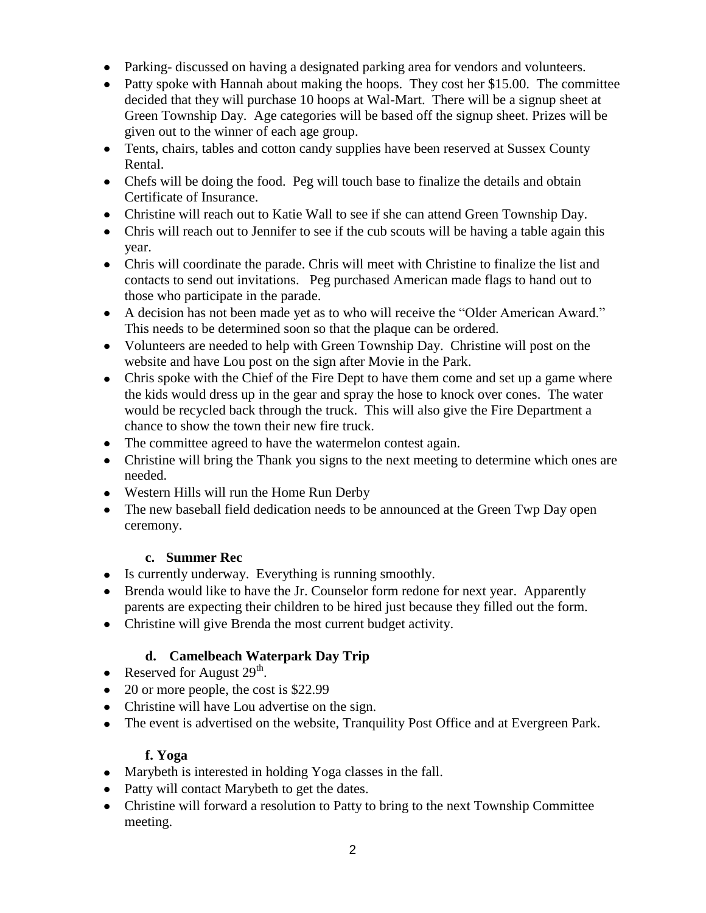- Parking- discussed on having a designated parking area for vendors and volunteers.
- Patty spoke with Hannah about making the hoops. They cost her $15.00. The committee decided that they will purchase 10 hoops at Wal-Mart. There will be a signup sheet at Green Township Day. Age categories will be based off the signup sheet. Prizes will be given out to the winner of each age group.
- Tents, chairs, tables and cotton candy supplies have been reserved at Sussex County Rental.
- Chefs will be doing the food. Peg will touch base to finalize the details and obtain Certificate of Insurance.
- Christine will reach out to Katie Wall to see if she can attend Green Township Day.
- Chris will reach out to Jennifer to see if the cub scouts will be having a table again this year.
- Chris will coordinate the parade. Chris will meet with Christine to finalize the list and contacts to send out invitations. Peg purchased American made flags to hand out to those who participate in the parade.
- A decision has not been made yet as to who will receive the "Older American Award." This needs to be determined soon so that the plaque can be ordered.
- Volunteers are needed to help with Green Township Day. Christine will post on the website and have Lou post on the sign after Movie in the Park.
- Chris spoke with the Chief of the Fire Dept to have them come and set up a game where the kids would dress up in the gear and spray the hose to knock over cones. The water would be recycled back through the truck. This will also give the Fire Department a chance to show the town their new fire truck.
- The committee agreed to have the watermelon contest again.
- Christine will bring the Thank you signs to the next meeting to determine which ones are needed.
- Western Hills will run the Home Run Derby
- The new baseball field dedication needs to be announced at the Green Twp Day open ceremony.

### c. Summer Rec

- Is currently underway. Everything is running smoothly.
- Brenda would like to have the Jr. Counselor form redone for next year. Apparently parents are expecting their children to be hired just because they filled out the form.
- Christine will give Brenda the most current budget activity.

### d. Camelbeach Waterpark Day Trip

- Reserved for August 29th.
- 20 or more people, the cost is $22.99
- Christine will have Lou advertise on the sign.
- The event is advertised on the website, Tranquility Post Office and at Evergreen Park.

### f. Yoga

- Marybeth is interested in holding Yoga classes in the fall.
- Patty will contact Marybeth to get the dates.
- Christine will forward a resolution to Patty to bring to the next Township Committee meeting.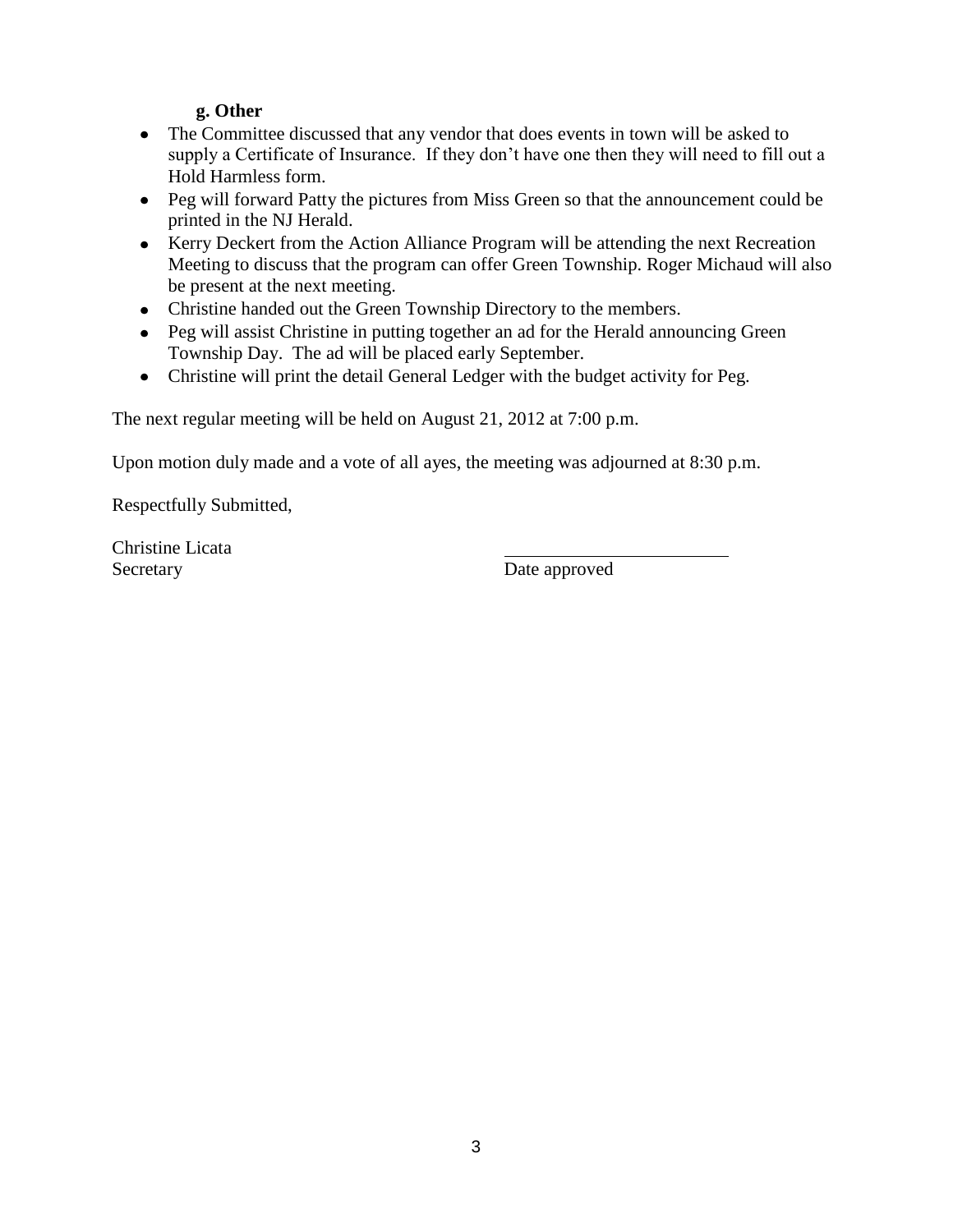**g. Other**

- The Committee discussed that any vendor that does events in town will be asked to supply a Certificate of Insurance. If they don't have one then they will need to fill out a Hold Harmless form.
- Peg will forward Patty the pictures from Miss Green so that the announcement could be printed in the NJ Herald.
- Kerry Deckert from the Action Alliance Program will be attending the next Recreation Meeting to discuss that the program can offer Green Township. Roger Michaud will also be present at the next meeting.
- Christine handed out the Green Township Directory to the members.
- Peg will assist Christine in putting together an ad for the Herald announcing Green Township Day. The ad will be placed early September.
- Christine will print the detail General Ledger with the budget activity for Peg.

The next regular meeting will be held on August 21, 2012 at 7:00 p.m.

Upon motion duly made and a vote of all ayes, the meeting was adjourned at 8:30 p.m.

Respectfully Submitted,

Christine Licata
Secretary

\_\_\_\_\_\_\_\_\_\_\_\_\_\_\_\_\_\_\_\_\_\_\_\_
Date approved